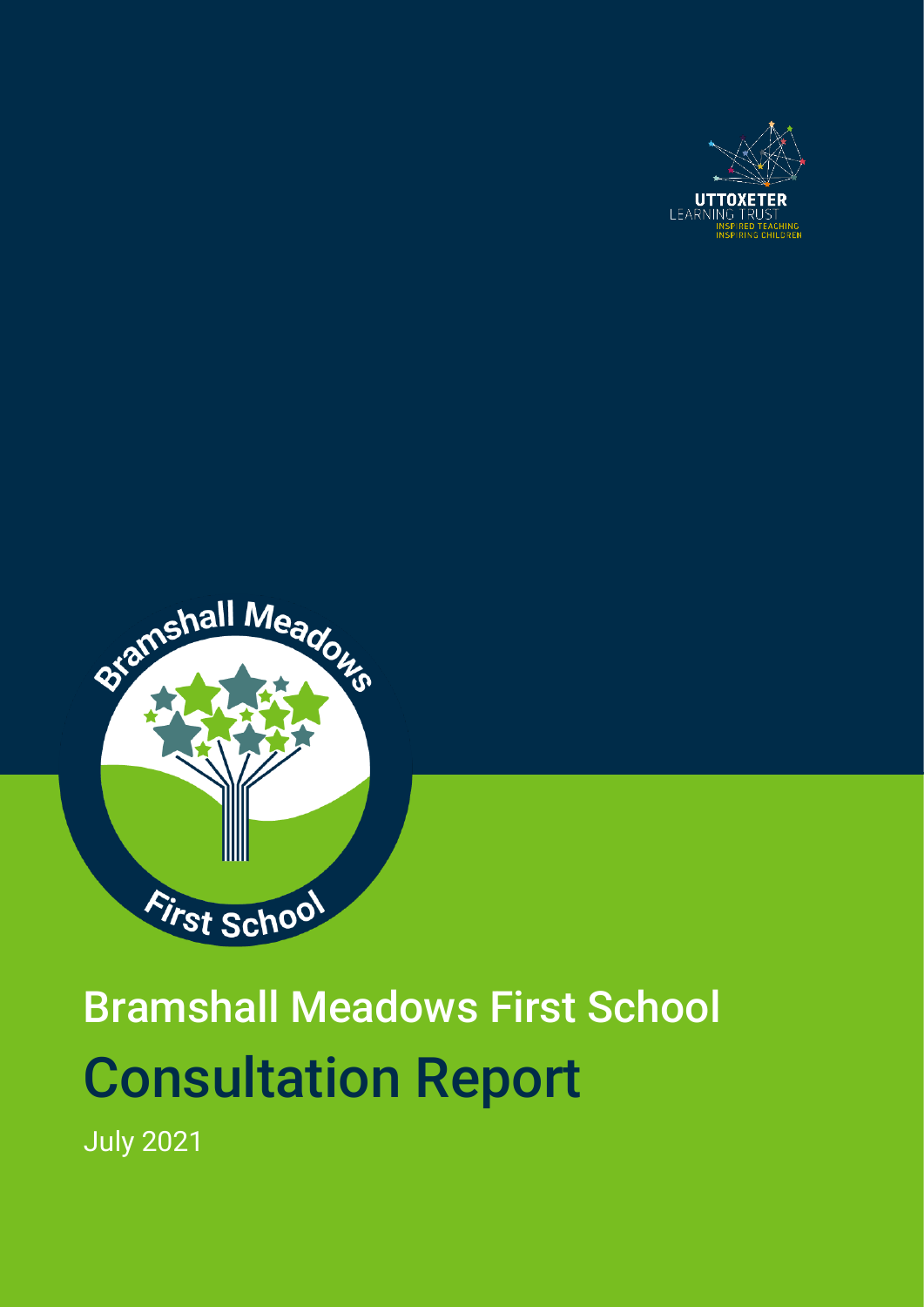# Bramshall Meadows First School

# Consultation Report

July 2021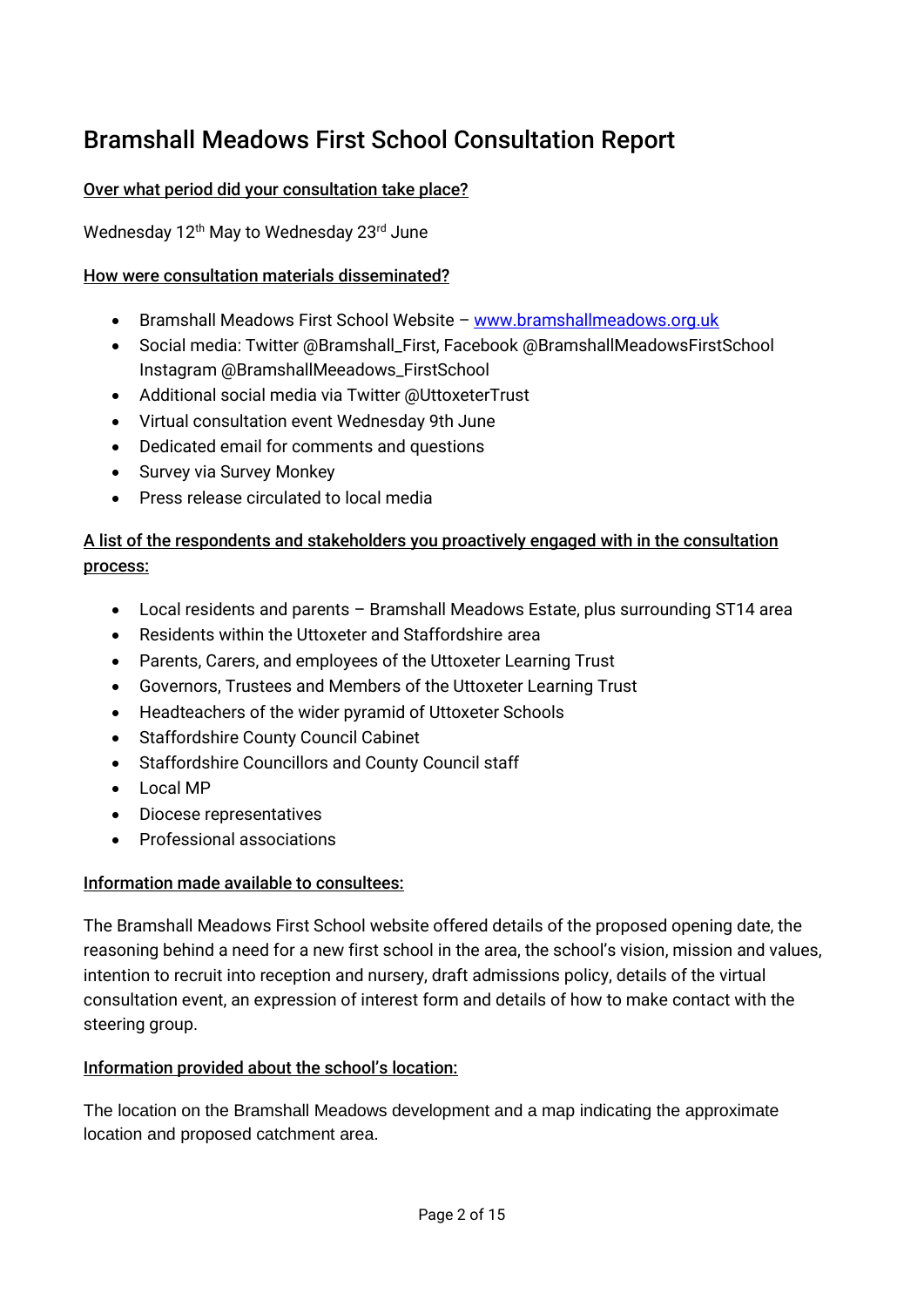# Bramshall Meadows First School Consultation Report

**Over what period did your consultation take place?**

Wednesday 12th May to Wednesday 23rd June

**How were consultation materials disseminated?**

- Bramshall Meadows First School Website – www.bramshallmeadows.org.uk
- Social media: Twitter @Bramshall_First, Facebook @BramshallMeadowsFirstSchool Instagram @BramshallMeeadows_FirstSchool
- Additional social media via Twitter @UttoxeterTrust
- Virtual consultation event Wednesday 9th June
- Dedicated email for comments and questions
- Survey via Survey Monkey
- Press release circulated to local media

**A list of the respondents and stakeholders you proactively engaged with in the consultation process:**

- Local residents and parents – Bramshall Meadows Estate, plus surrounding ST14 area
- Residents within the Uttoxeter and Staffordshire area
- Parents, Carers, and employees of the Uttoxeter Learning Trust
- Governors, Trustees and Members of the Uttoxeter Learning Trust
- Headteachers of the wider pyramid of Uttoxeter Schools
- Staffordshire County Council Cabinet
- Staffordshire Councillors and County Council staff
- Local MP
- Diocese representatives
- Professional associations

**Information made available to consultees:**

The Bramshall Meadows First School website offered details of the proposed opening date, the reasoning behind a need for a new first school in the area, the school's vision, mission and values, intention to recruit into reception and nursery, draft admissions policy, details of the virtual consultation event, an expression of interest form and details of how to make contact with the steering group.

**Information provided about the school's location:**

The location on the Bramshall Meadows development and a map indicating the approximate location and proposed catchment area.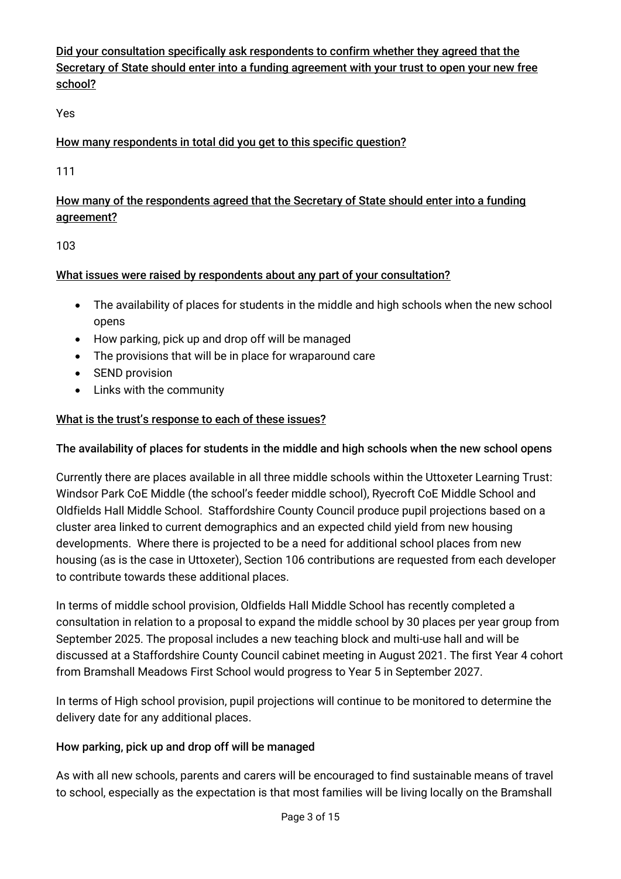Did your consultation specifically ask respondents to confirm whether they agreed that the Secretary of State should enter into a funding agreement with your trust to open your new free school?

Yes

How many respondents in total did you get to this specific question?

111

How many of the respondents agreed that the Secretary of State should enter into a funding agreement?

103

What issues were raised by respondents about any part of your consultation?

- The availability of places for students in the middle and high schools when the new school opens
- How parking, pick up and drop off will be managed
- The provisions that will be in place for wraparound care
- SEND provision
- Links with the community

What is the trust's response to each of these issues?

**The availability of places for students in the middle and high schools when the new school opens**

Currently there are places available in all three middle schools within the Uttoxeter Learning Trust: Windsor Park CoE Middle (the school's feeder middle school), Ryecroft CoE Middle School and Oldfields Hall Middle School. Staffordshire County Council produce pupil projections based on a cluster area linked to current demographics and an expected child yield from new housing developments. Where there is projected to be a need for additional school places from new housing (as is the case in Uttoxeter), Section 106 contributions are requested from each developer to contribute towards these additional places.

In terms of middle school provision, Oldfields Hall Middle School has recently completed a consultation in relation to a proposal to expand the middle school by 30 places per year group from September 2025. The proposal includes a new teaching block and multi-use hall and will be discussed at a Staffordshire County Council cabinet meeting in August 2021. The first Year 4 cohort from Bramshall Meadows First School would progress to Year 5 in September 2027.

In terms of High school provision, pupil projections will continue to be monitored to determine the delivery date for any additional places.

**How parking, pick up and drop off will be managed**

As with all new schools, parents and carers will be encouraged to find sustainable means of travel to school, especially as the expectation is that most families will be living locally on the Bramshall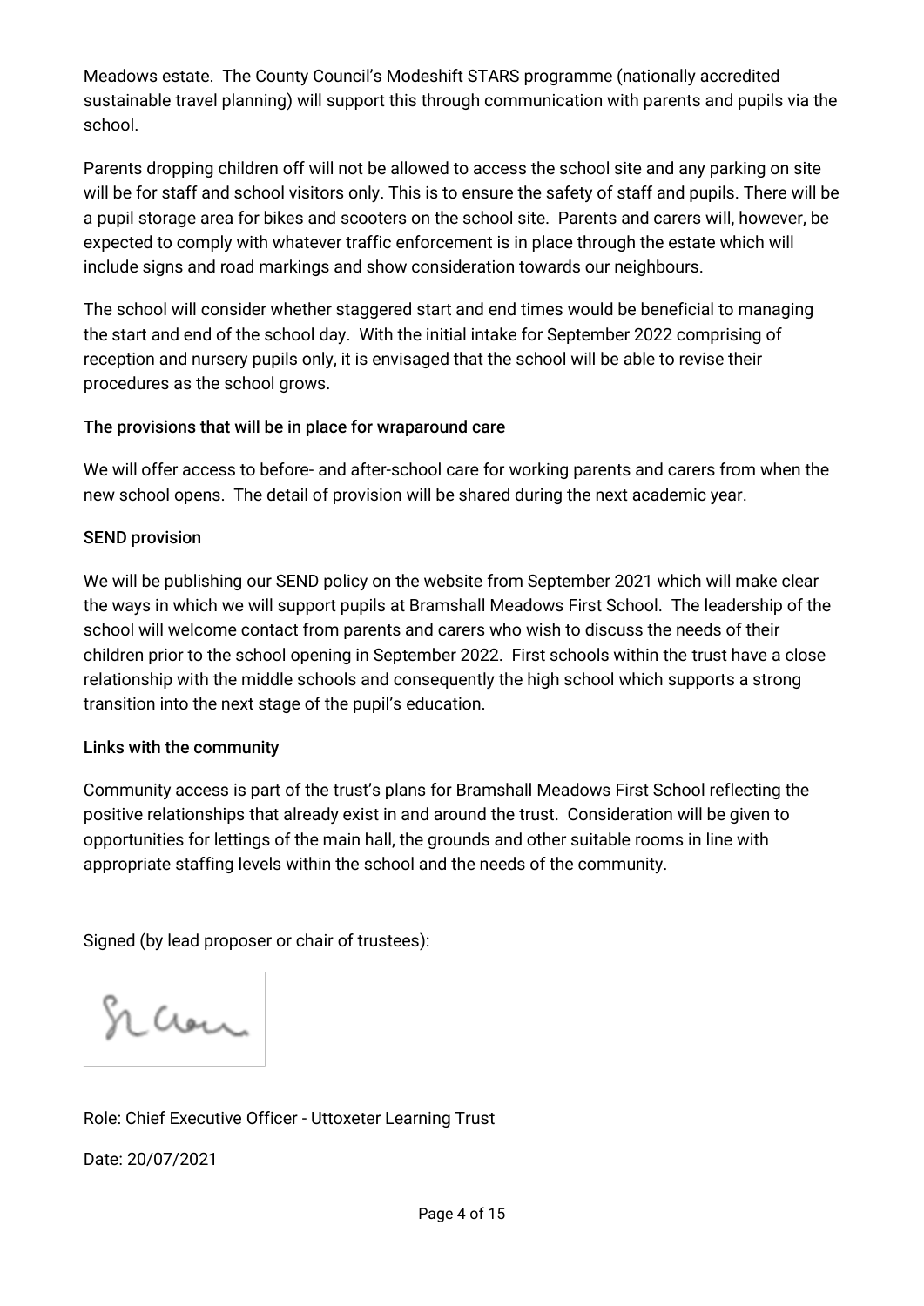Meadows estate. The County Council's Modeshift STARS programme (nationally accredited sustainable travel planning) will support this through communication with parents and pupils via the school.

Parents dropping children off will not be allowed to access the school site and any parking on site will be for staff and school visitors only. This is to ensure the safety of staff and pupils. There will be a pupil storage area for bikes and scooters on the school site. Parents and carers will, however, be expected to comply with whatever traffic enforcement is in place through the estate which will include signs and road markings and show consideration towards our neighbours.

The school will consider whether staggered start and end times would be beneficial to managing the start and end of the school day. With the initial intake for September 2022 comprising of reception and nursery pupils only, it is envisaged that the school will be able to revise their procedures as the school grows.

### The provisions that will be in place for wraparound care

We will offer access to before- and after-school care for working parents and carers from when the new school opens. The detail of provision will be shared during the next academic year.

### SEND provision

We will be publishing our SEND policy on the website from September 2021 which will make clear the ways in which we will support pupils at Bramshall Meadows First School. The leadership of the school will welcome contact from parents and carers who wish to discuss the needs of their children prior to the school opening in September 2022. First schools within the trust have a close relationship with the middle schools and consequently the high school which supports a strong transition into the next stage of the pupil's education.

### Links with the community

Community access is part of the trust's plans for Bramshall Meadows First School reflecting the positive relationships that already exist in and around the trust. Consideration will be given to opportunities for lettings of the main hall, the grounds and other suitable rooms in line with appropriate staffing levels within the school and the needs of the community.

Signed (by lead proposer or chair of trustees):

Role: Chief Executive Officer - Uttoxeter Learning Trust

Date: 20/07/2021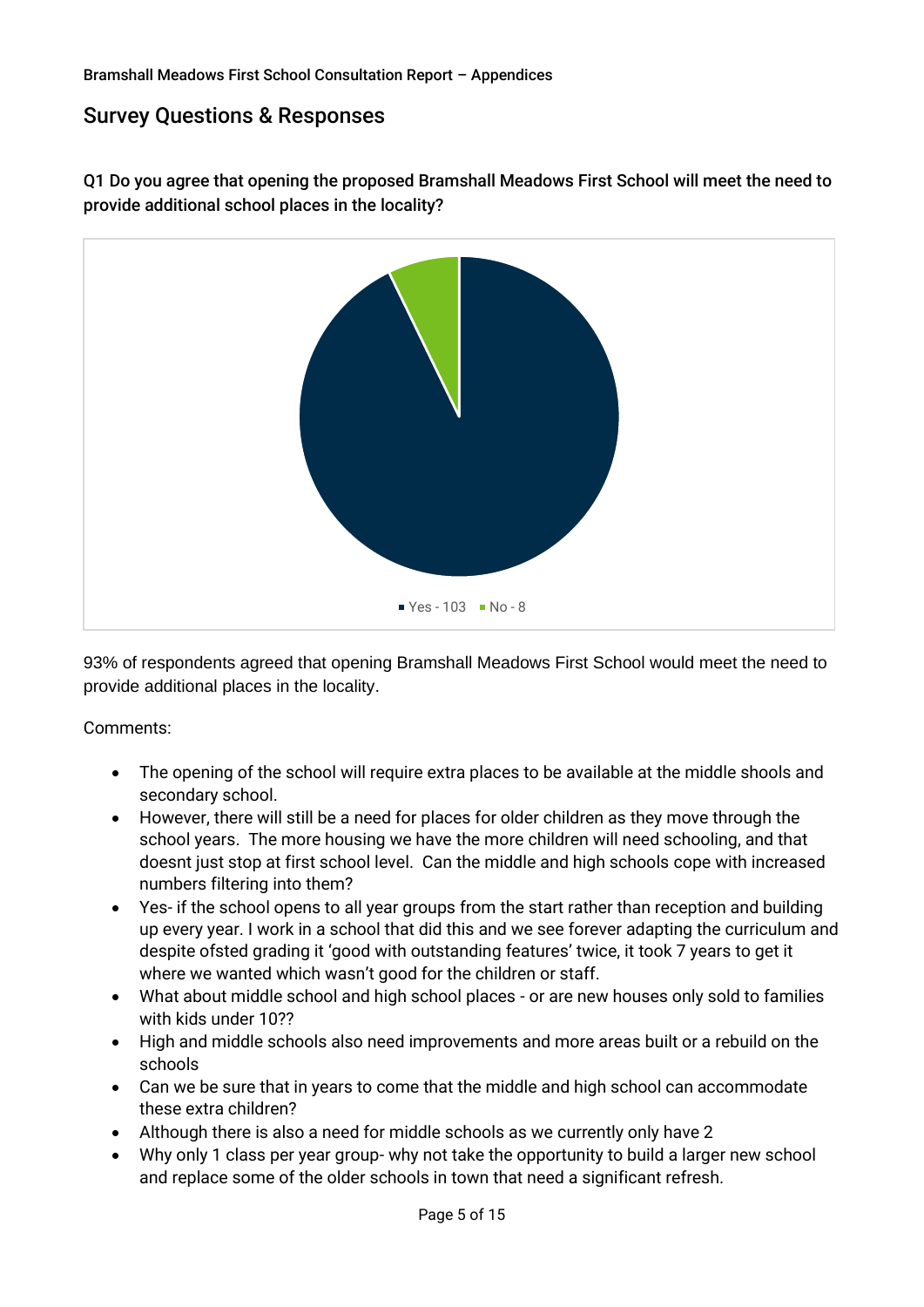## Survey Questions & Responses

**Q1 Do you agree that opening the proposed Bramshall Meadows First School will meet the need to provide additional school places in the locality?**

Yes - 103 No - 8

93% of respondents agreed that opening Bramshall Meadows First School would meet the need to provide additional places in the locality.

Comments:

- The opening of the school will require extra places to be available at the middle shools and secondary school.
- However, there will still be a need for places for older children as they move through the school years. The more housing we have the more children will need schooling, and that doesnt just stop at first school level. Can the middle and high schools cope with increased numbers filtering into them?
- Yes- if the school opens to all year groups from the start rather than reception and building up every year. I work in a school that did this and we see forever adapting the curriculum and despite ofsted grading it 'good with outstanding features' twice, it took 7 years to get it where we wanted which wasn't good for the children or staff.
- What about middle school and high school places - or are new houses only sold to families with kids under 10??
- High and middle schools also need improvements and more areas built or a rebuild on the schools
- Can we be sure that in years to come that the middle and high school can accommodate these extra children?
- Although there is also a need for middle schools as we currently only have 2
- Why only 1 class per year group- why not take the opportunity to build a larger new school and replace some of the older schools in town that need a significant refresh.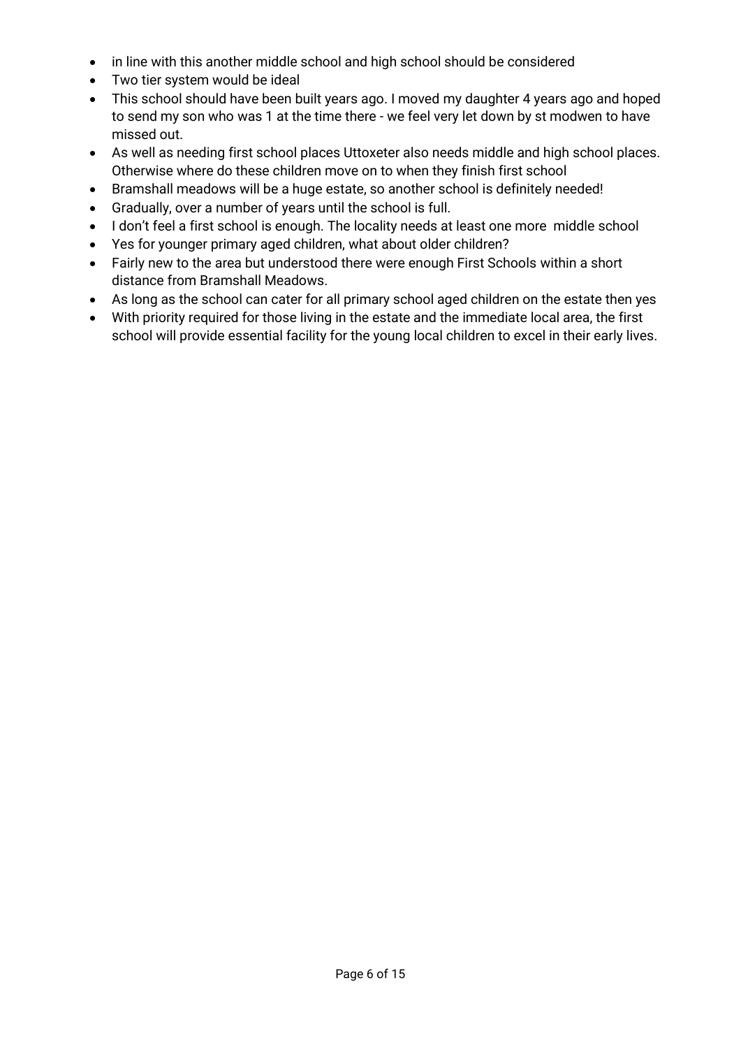- in line with this another middle school and high school should be considered
- Two tier system would be ideal
- This school should have been built years ago. I moved my daughter 4 years ago and hoped to send my son who was 1 at the time there - we feel very let down by st modwen to have missed out.
- As well as needing first school places Uttoxeter also needs middle and high school places. Otherwise where do these children move on to when they finish first school
- Bramshall meadows will be a huge estate, so another school is definitely needed!
- Gradually, over a number of years until the school is full.
- I don't feel a first school is enough. The locality needs at least one more middle school
- Yes for younger primary aged children, what about older children?
- Fairly new to the area but understood there were enough First Schools within a short distance from Bramshall Meadows.
- As long as the school can cater for all primary school aged children on the estate then yes
- With priority required for those living in the estate and the immediate local area, the first school will provide essential facility for the young local children to excel in their early lives.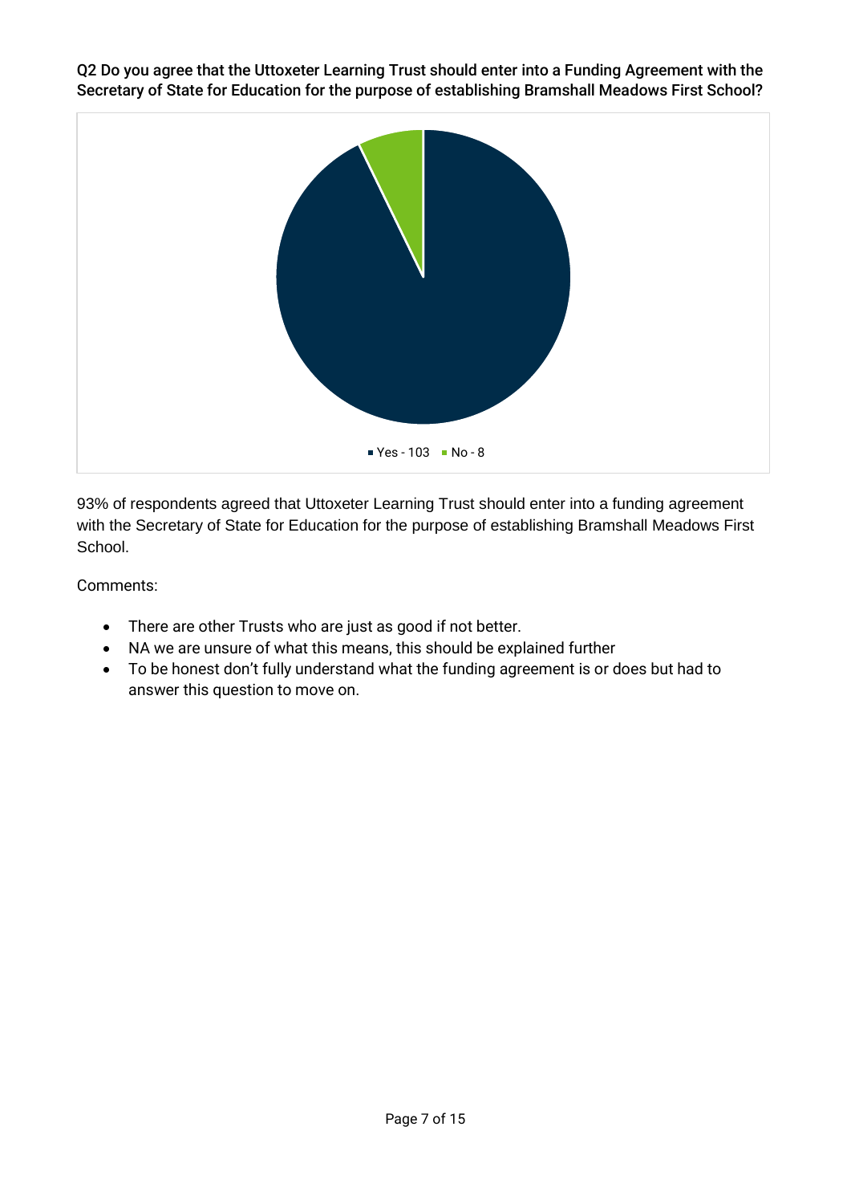Q2 Do you agree that the Uttoxeter Learning Trust should enter into a Funding Agreement with the Secretary of State for Education for the purpose of establishing Bramshall Meadows First School?

Yes - 103   No - 8

93% of respondents agreed that Uttoxeter Learning Trust should enter into a funding agreement with the Secretary of State for Education for the purpose of establishing Bramshall Meadows First School.

Comments:

- There are other Trusts who are just as good if not better.
- NA we are unsure of what this means, this should be explained further
- To be honest don't fully understand what the funding agreement is or does but had to answer this question to move on.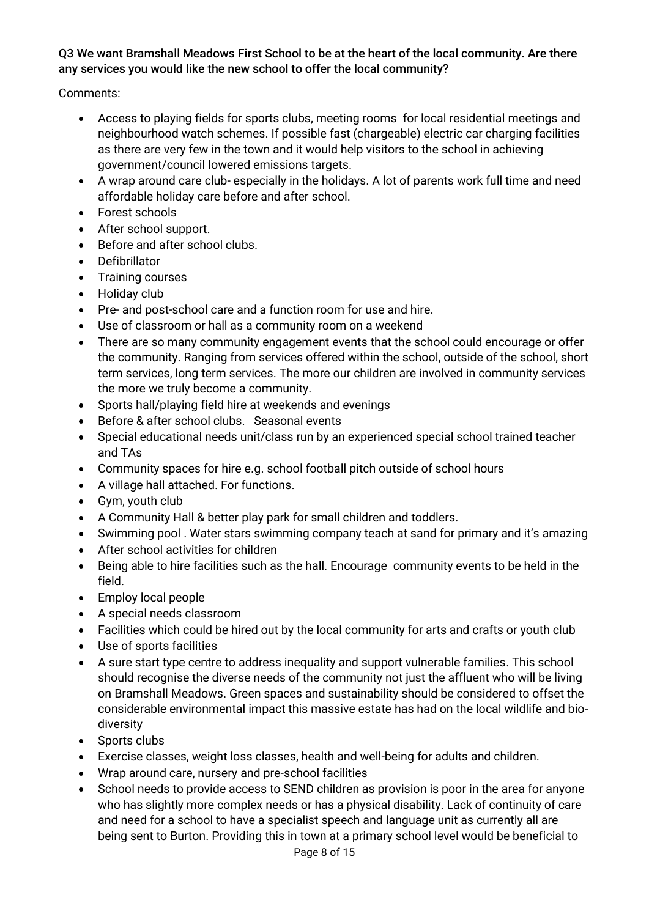Q3 We want Bramshall Meadows First School to be at the heart of the local community. Are there any services you would like the new school to offer the local community?

Comments:

- Access to playing fields for sports clubs, meeting rooms for local residential meetings and neighbourhood watch schemes. If possible fast (chargeable) electric car charging facilities as there are very few in the town and it would help visitors to the school in achieving government/council lowered emissions targets.
- A wrap around care club- especially in the holidays. A lot of parents work full time and need affordable holiday care before and after school.
- Forest schools
- After school support.
- Before and after school clubs.
- Defibrillator
- Training courses
- Holiday club
- Pre- and post-school care and a function room for use and hire.
- Use of classroom or hall as a community room on a weekend
- There are so many community engagement events that the school could encourage or offer the community. Ranging from services offered within the school, outside of the school, short term services, long term services. The more our children are involved in community services the more we truly become a community.
- Sports hall/playing field hire at weekends and evenings
- Before & after school clubs. Seasonal events
- Special educational needs unit/class run by an experienced special school trained teacher and TAs
- Community spaces for hire e.g. school football pitch outside of school hours
- A village hall attached. For functions.
- Gym, youth club
- A Community Hall & better play park for small children and toddlers.
- Swimming pool . Water stars swimming company teach at sand for primary and it's amazing
- After school activities for children
- Being able to hire facilities such as the hall. Encourage community events to be held in the field.
- Employ local people
- A special needs classroom
- Facilities which could be hired out by the local community for arts and crafts or youth club
- Use of sports facilities
- A sure start type centre to address inequality and support vulnerable families. This school should recognise the diverse needs of the community not just the affluent who will be living on Bramshall Meadows. Green spaces and sustainability should be considered to offset the considerable environmental impact this massive estate has had on the local wildlife and bio-diversity
- Sports clubs
- Exercise classes, weight loss classes, health and well-being for adults and children.
- Wrap around care, nursery and pre-school facilities
- School needs to provide access to SEND children as provision is poor in the area for anyone who has slightly more complex needs or has a physical disability. Lack of continuity of care and need for a school to have a specialist speech and language unit as currently all are being sent to Burton. Providing this in town at a primary school level would be beneficial to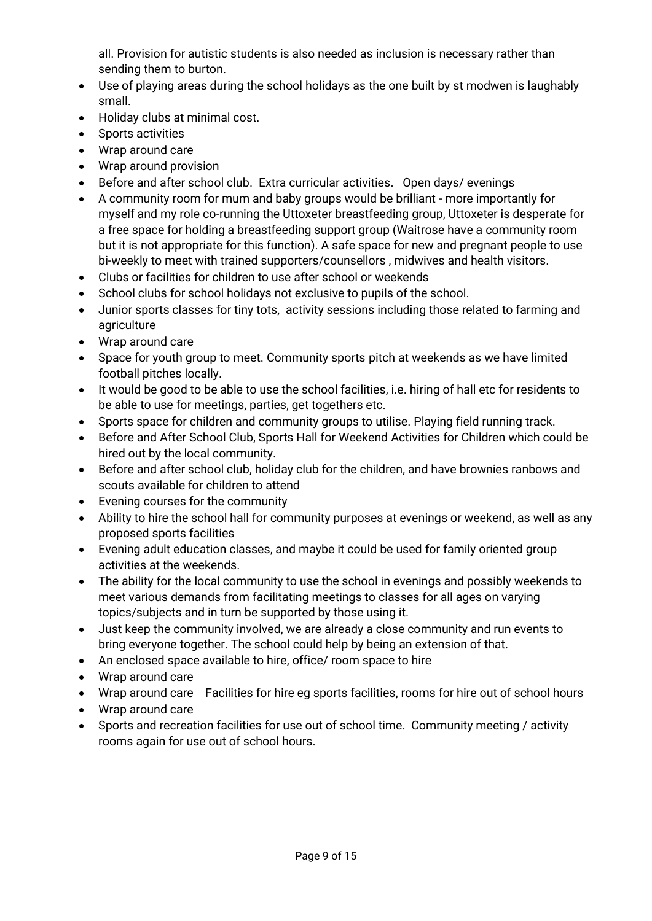all. Provision for autistic students is also needed as inclusion is necessary rather than sending them to burton.

- Use of playing areas during the school holidays as the one built by st modwen is laughably small.
- Holiday clubs at minimal cost.
- Sports activities
- Wrap around care
- Wrap around provision
- Before and after school club. Extra curricular activities. Open days/ evenings
- A community room for mum and baby groups would be brilliant - more importantly for myself and my role co-running the Uttoxeter breastfeeding group, Uttoxeter is desperate for a free space for holding a breastfeeding support group (Waitrose have a community room but it is not appropriate for this function). A safe space for new and pregnant people to use bi-weekly to meet with trained supporters/counsellors , midwives and health visitors.
- Clubs or facilities for children to use after school or weekends
- School clubs for school holidays not exclusive to pupils of the school.
- Junior sports classes for tiny tots, activity sessions including those related to farming and agriculture
- Wrap around care
- Space for youth group to meet. Community sports pitch at weekends as we have limited football pitches locally.
- It would be good to be able to use the school facilities, i.e. hiring of hall etc for residents to be able to use for meetings, parties, get togethers etc.
- Sports space for children and community groups to utilise. Playing field running track.
- Before and After School Club, Sports Hall for Weekend Activities for Children which could be hired out by the local community.
- Before and after school club, holiday club for the children, and have brownies ranbows and scouts available for children to attend
- Evening courses for the community
- Ability to hire the school hall for community purposes at evenings or weekend, as well as any proposed sports facilities
- Evening adult education classes, and maybe it could be used for family oriented group activities at the weekends.
- The ability for the local community to use the school in evenings and possibly weekends to meet various demands from facilitating meetings to classes for all ages on varying topics/subjects and in turn be supported by those using it.
- Just keep the community involved, we are already a close community and run events to bring everyone together. The school could help by being an extension of that.
- An enclosed space available to hire, office/ room space to hire
- Wrap around care
- Wrap around care Facilities for hire eg sports facilities, rooms for hire out of school hours
- Wrap around care
- Sports and recreation facilities for use out of school time. Community meeting / activity rooms again for use out of school hours.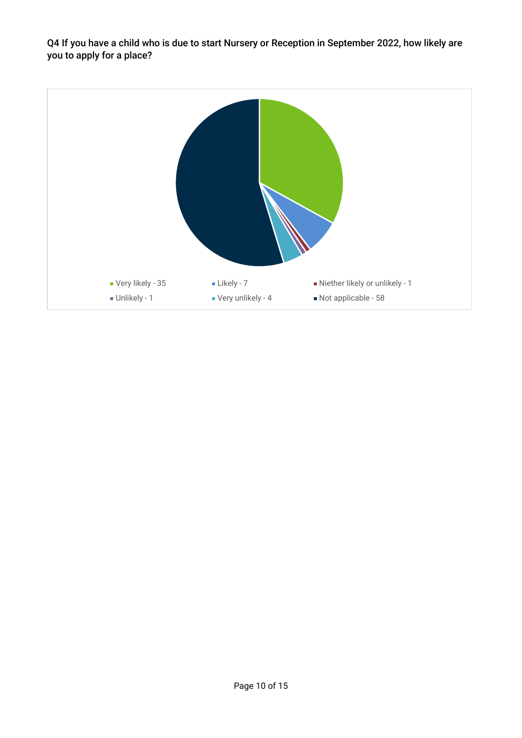Q4 If you have a child who is due to start Nursery or Reception in September 2022, how likely are you to apply for a place?

- Very likely - 35
- Likely - 7
- Niether likely or unlikely - 1
- Unlikely - 1
- Very unlikely - 4
- Not applicable - 58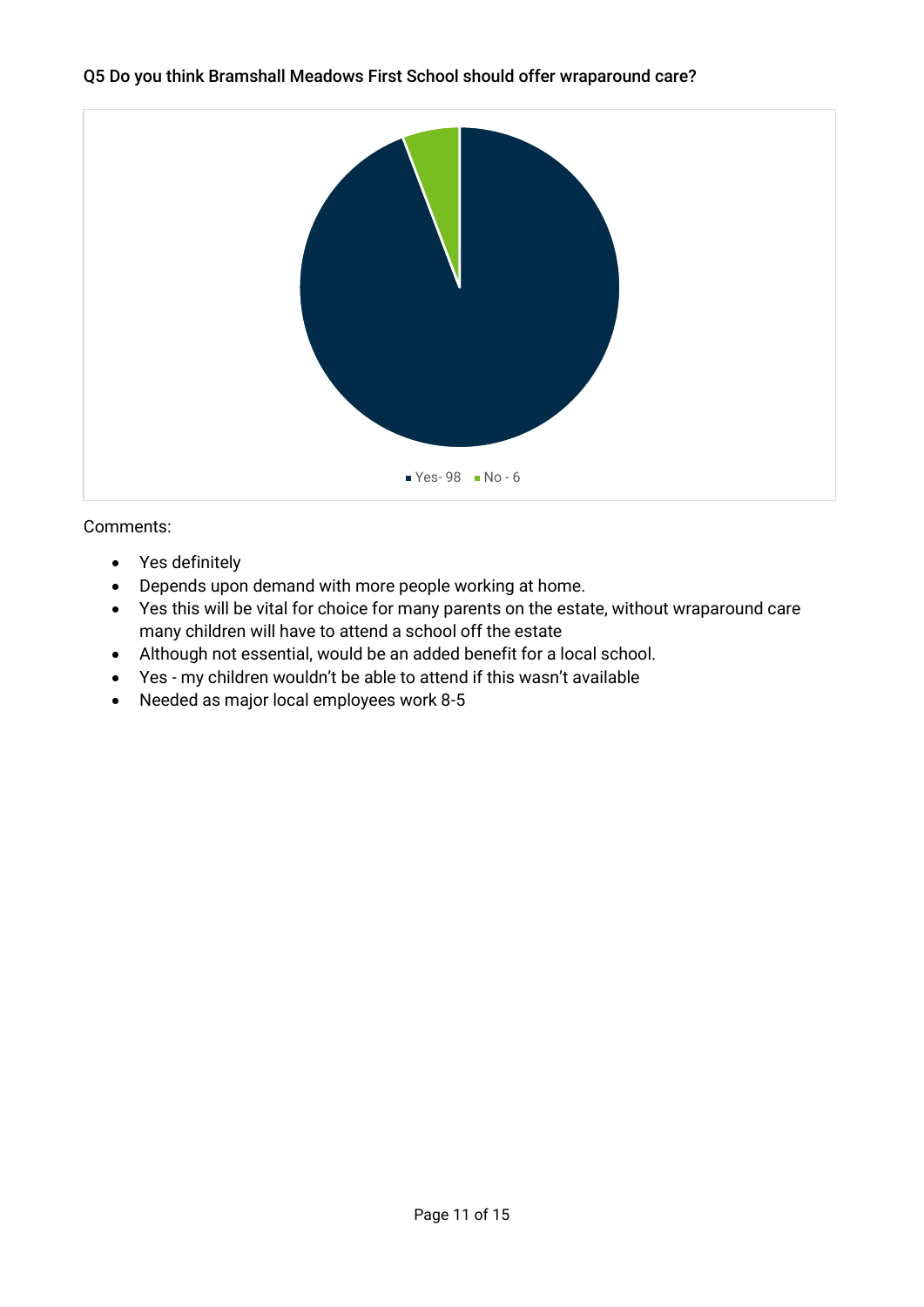Q5 Do you think Bramshall Meadows First School should offer wraparound care?

Yes- 98 No - 6

Comments:

- Yes definitely
- Depends upon demand with more people working at home.
- Yes this will be vital for choice for many parents on the estate, without wraparound care many children will have to attend a school off the estate
- Although not essential, would be an added benefit for a local school.
- Yes - my children wouldn't be able to attend if this wasn't available
- Needed as major local employees work 8-5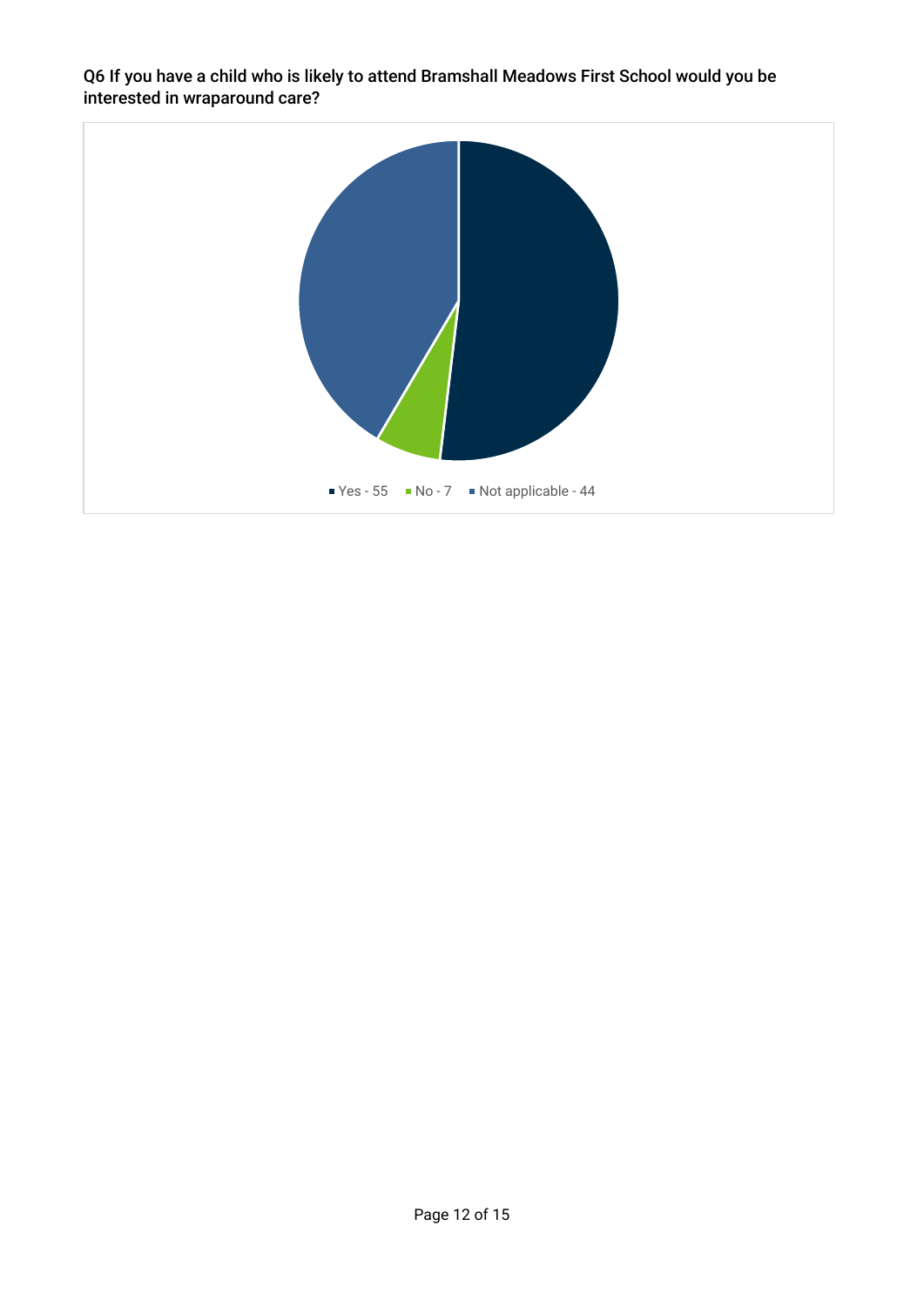Q6 If you have a child who is likely to attend Bramshall Meadows First School would you be interested in wraparound care?

Yes - 55   No - 7   Not applicable - 44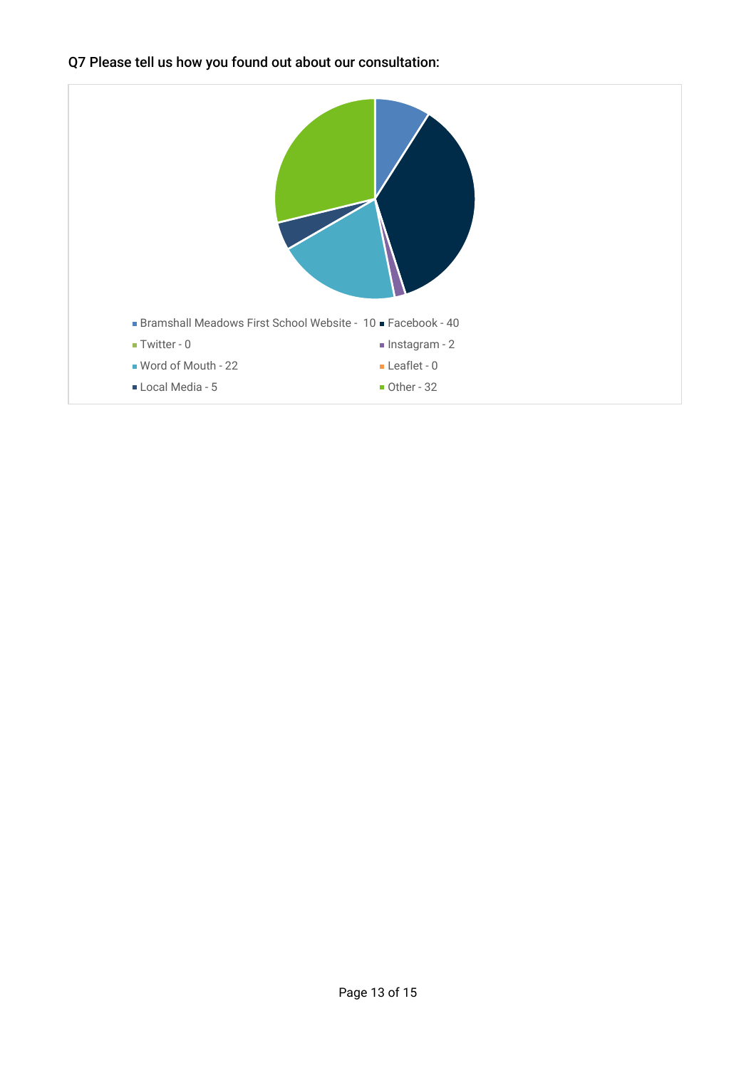Q7 Please tell us how you found out about our consultation:

- Bramshall Meadows First School Website - 10
- Facebook - 40
- Twitter - 0
- Instagram - 2
- Word of Mouth - 22
- Leaflet - 0
- Local Media - 5
- Other - 32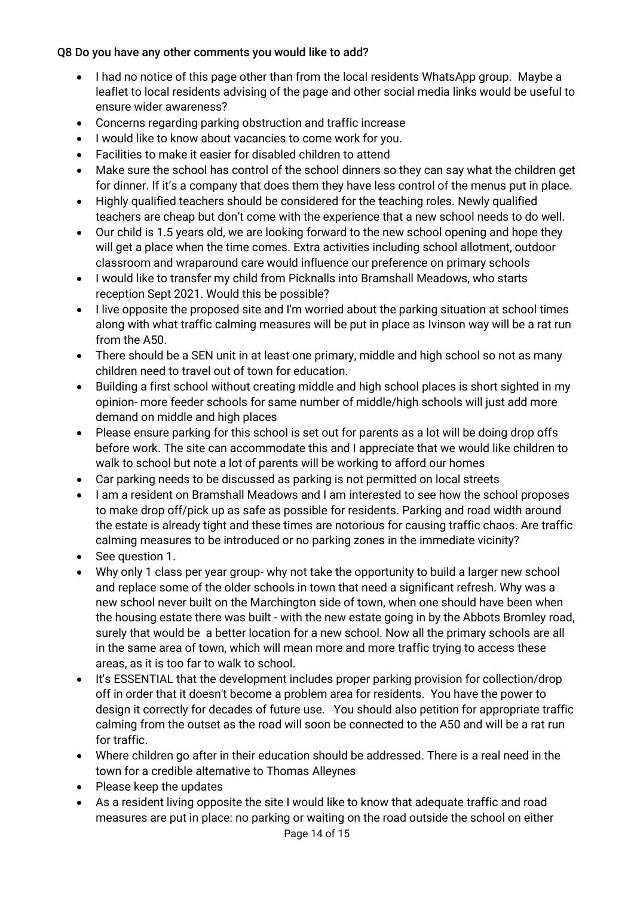Q8 Do you have any other comments you would like to add?

- I had no notice of this page other than from the local residents WhatsApp group. Maybe a leaflet to local residents advising of the page and other social media links would be useful to ensure wider awareness?
- Concerns regarding parking obstruction and traffic increase
- I would like to know about vacancies to come work for you.
- Facilities to make it easier for disabled children to attend
- Make sure the school has control of the school dinners so they can say what the children get for dinner. If it's a company that does them they have less control of the menus put in place.
- Highly qualified teachers should be considered for the teaching roles. Newly qualified teachers are cheap but don't come with the experience that a new school needs to do well.
- Our child is 1.5 years old, we are looking forward to the new school opening and hope they will get a place when the time comes. Extra activities including school allotment, outdoor classroom and wraparound care would influence our preference on primary schools
- I would like to transfer my child from Picknalls into Bramshall Meadows, who starts reception Sept 2021. Would this be possible?
- I live opposite the proposed site and I'm worried about the parking situation at school times along with what traffic calming measures will be put in place as Ivinson way will be a rat run from the A50.
- There should be a SEN unit in at least one primary, middle and high school so not as many children need to travel out of town for education.
- Building a first school without creating middle and high school places is short sighted in my opinion- more feeder schools for same number of middle/high schools will just add more demand on middle and high places
- Please ensure parking for this school is set out for parents as a lot will be doing drop offs before work. The site can accommodate this and I appreciate that we would like children to walk to school but note a lot of parents will be working to afford our homes
- Car parking needs to be discussed as parking is not permitted on local streets
- I am a resident on Bramshall Meadows and I am interested to see how the school proposes to make drop off/pick up as safe as possible for residents. Parking and road width around the estate is already tight and these times are notorious for causing traffic chaos. Are traffic calming measures to be introduced or no parking zones in the immediate vicinity?
- See question 1.
- Why only 1 class per year group- why not take the opportunity to build a larger new school and replace some of the older schools in town that need a significant refresh. Why was a new school never built on the Marchington side of town, when one should have been when the housing estate there was built - with the new estate going in by the Abbots Bromley road, surely that would be a better location for a new school. Now all the primary schools are all in the same area of town, which will mean more and more traffic trying to access these areas, as it is too far to walk to school.
- It's ESSENTIAL that the development includes proper parking provision for collection/drop off in order that it doesn't become a problem area for residents. You have the power to design it correctly for decades of future use. You should also petition for appropriate traffic calming from the outset as the road will soon be connected to the A50 and will be a rat run for traffic.
- Where children go after in their education should be addressed. There is a real need in the town for a credible alternative to Thomas Alleynes
- Please keep the updates
- As a resident living opposite the site I would like to know that adequate traffic and road measures are put in place: no parking or waiting on the road outside the school on either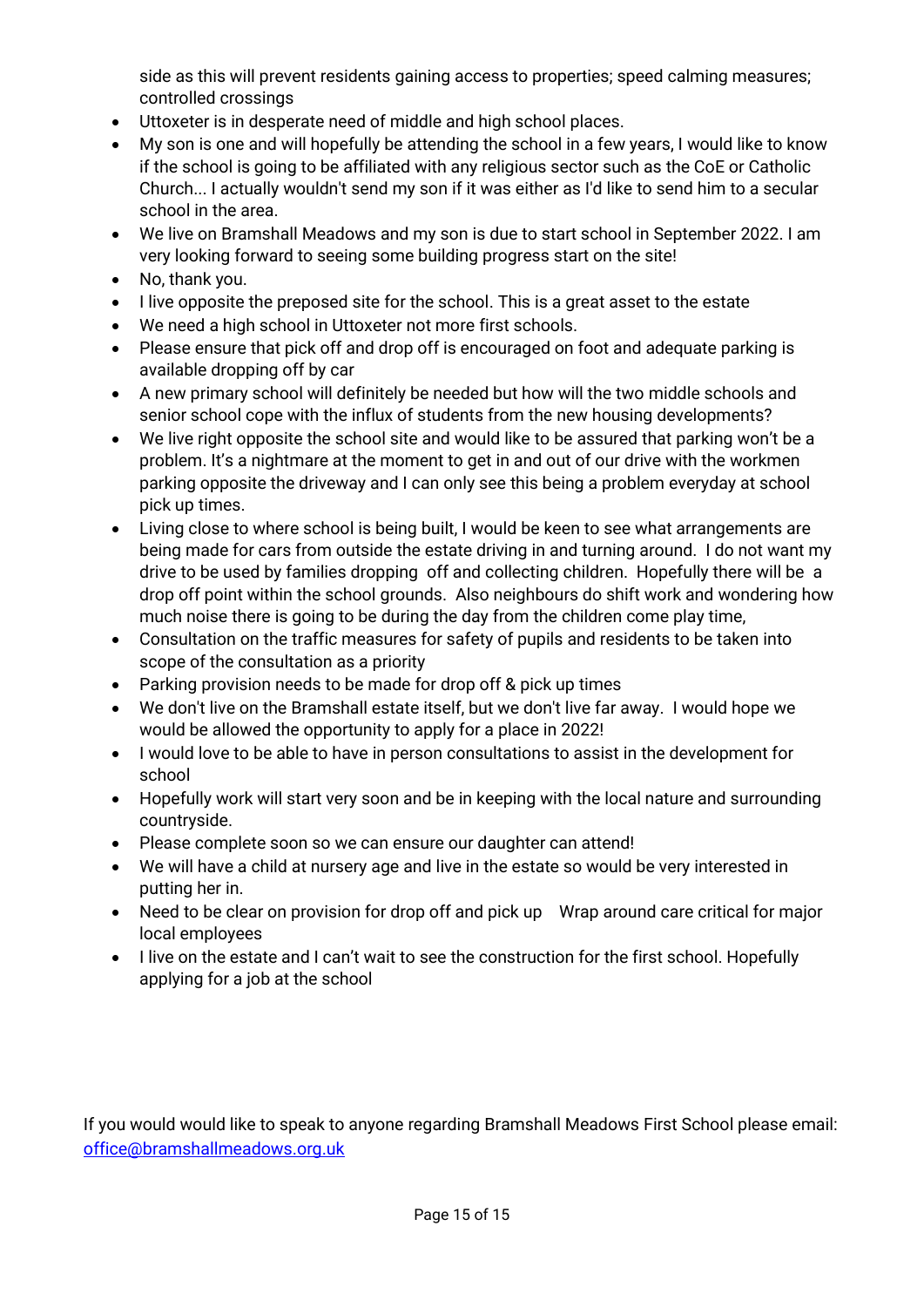side as this will prevent residents gaining access to properties; speed calming measures; controlled crossings

- Uttoxeter is in desperate need of middle and high school places.
- My son is one and will hopefully be attending the school in a few years, I would like to know if the school is going to be affiliated with any religious sector such as the CoE or Catholic Church... I actually wouldn't send my son if it was either as I'd like to send him to a secular school in the area.
- We live on Bramshall Meadows and my son is due to start school in September 2022. I am very looking forward to seeing some building progress start on the site!
- No, thank you.
- I live opposite the preposed site for the school. This is a great asset to the estate
- We need a high school in Uttoxeter not more first schools.
- Please ensure that pick off and drop off is encouraged on foot and adequate parking is available dropping off by car
- A new primary school will definitely be needed but how will the two middle schools and senior school cope with the influx of students from the new housing developments?
- We live right opposite the school site and would like to be assured that parking won't be a problem. It's a nightmare at the moment to get in and out of our drive with the workmen parking opposite the driveway and I can only see this being a problem everyday at school pick up times.
- Living close to where school is being built, I would be keen to see what arrangements are being made for cars from outside the estate driving in and turning around. I do not want my drive to be used by families dropping off and collecting children. Hopefully there will be a drop off point within the school grounds. Also neighbours do shift work and wondering how much noise there is going to be during the day from the children come play time,
- Consultation on the traffic measures for safety of pupils and residents to be taken into scope of the consultation as a priority
- Parking provision needs to be made for drop off & pick up times
- We don't live on the Bramshall estate itself, but we don't live far away. I would hope we would be allowed the opportunity to apply for a place in 2022!
- I would love to be able to have in person consultations to assist in the development for school
- Hopefully work will start very soon and be in keeping with the local nature and surrounding countryside.
- Please complete soon so we can ensure our daughter can attend!
- We will have a child at nursery age and live in the estate so would be very interested in putting her in.
- Need to be clear on provision for drop off and pick up Wrap around care critical for major local employees
- I live on the estate and I can't wait to see the construction for the first school. Hopefully applying for a job at the school

If you would would like to speak to anyone regarding Bramshall Meadows First School please email: office@bramshallmeadows.org.uk